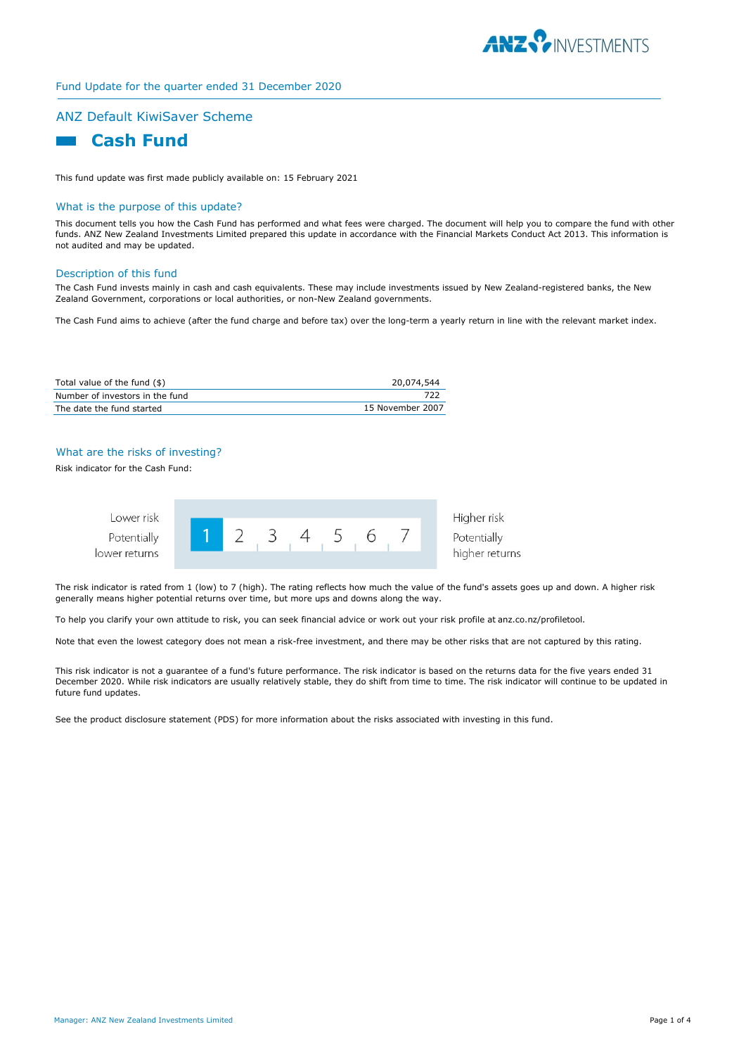Fund Update for the quarter ended 31 December 2020

## ANZ Default KiwiSaver Scheme

# Cash Fund

This fund update was first made publicly available on: 15 February 2021

### What is the purpose of this update?

This document tells you how the Cash Fund has performed and what fees were charged. The document will help you to compare the fund with other funds. ANZ New Zealand Investments Limited prepared this update in accordance with the Financial Markets Conduct Act 2013. This information is not audited and may be updated.

### Description of this fund

The Cash Fund invests mainly in cash and cash equivalents. These may include investments issued by New Zealand-registered banks, the New Zealand Government, corporations or local authorities, or non-New Zealand governments.

The Cash Fund aims to achieve (after the fund charge and before tax) over the long-term a yearly return in line with the relevant market index.

| | |
|---|---|
| Total value of the fund ($) | 20,074,544 |
| Number of investors in the fund | 722 |
| The date the fund started | 15 November 2007 |

### What are the risks of investing?

Risk indicator for the Cash Fund:

| Lower risk<br>Potentially lower returns | **1** | 2 | 3 | 4 | 5 | 6 | 7 | Higher risk<br>Potentially higher returns |
|---|---|---|---|---|---|---|---|---|

The risk indicator is rated from 1 (low) to 7 (high). The rating reflects how much the value of the fund's assets goes up and down. A higher risk generally means higher potential returns over time, but more ups and downs along the way.

To help you clarify your own attitude to risk, you can seek financial advice or work out your risk profile at anz.co.nz/profiletool.

Note that even the lowest category does not mean a risk-free investment, and there may be other risks that are not captured by this rating.

This risk indicator is not a guarantee of a fund's future performance. The risk indicator is based on the returns data for the five years ended 31 December 2020. While risk indicators are usually relatively stable, they do shift from time to time. The risk indicator will continue to be updated in future fund updates.

See the product disclosure statement (PDS) for more information about the risks associated with investing in this fund.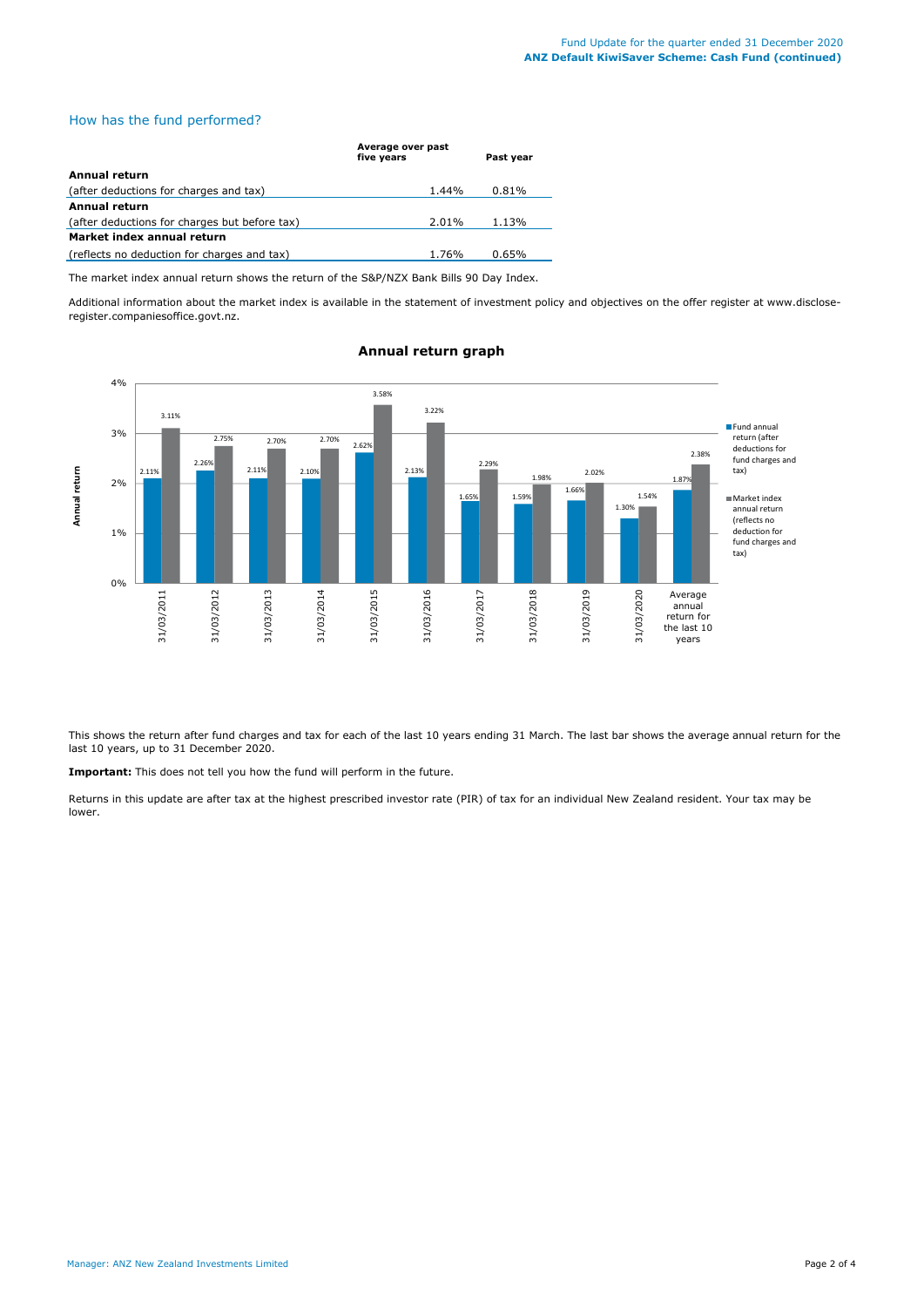## How has the fund performed?

| | Average over past five years | Past year |
|---|---|---|
| **Annual return** | | |
| (after deductions for charges and tax) | 1.44% | 0.81% |
| **Annual return** | | |
| (after deductions for charges but before tax) | 2.01% | 1.13% |
| **Market index annual return** | | |
| (reflects no deduction for charges and tax) | 1.76% | 0.65% |

The market index annual return shows the return of the S&P/NZX Bank Bills 90 Day Index.

Additional information about the market index is available in the statement of investment policy and objectives on the offer register at www.disclose-register.companiesoffice.govt.nz.

### Annual return graph

| | Fund annual return (after deductions for fund charges and tax) | Market index annual return (reflects no deduction for fund charges and tax) |
|---|---|---|
| 31/03/2011 | 2.11% | 3.11% |
| 31/03/2012 | 2.26% | 2.75% |
| 31/03/2013 | 2.11% | 2.70% |
| 31/03/2014 | 2.10% | 2.70% |
| 31/03/2015 | 2.62% | 3.58% |
| 31/03/2016 | 2.13% | 3.22% |
| 31/03/2017 | 1.65% | 2.29% |
| 31/03/2018 | 1.59% | 1.98% |
| 31/03/2019 | 1.66% | 2.02% |
| 31/03/2020 | 1.30% | 1.54% |
| Average annual return for the last 10 years | 1.87% | 2.38% |

This shows the return after fund charges and tax for each of the last 10 years ending 31 March. The last bar shows the average annual return for the last 10 years, up to 31 December 2020.

**Important:** This does not tell you how the fund will perform in the future.

Returns in this update are after tax at the highest prescribed investor rate (PIR) of tax for an individual New Zealand resident. Your tax may be lower.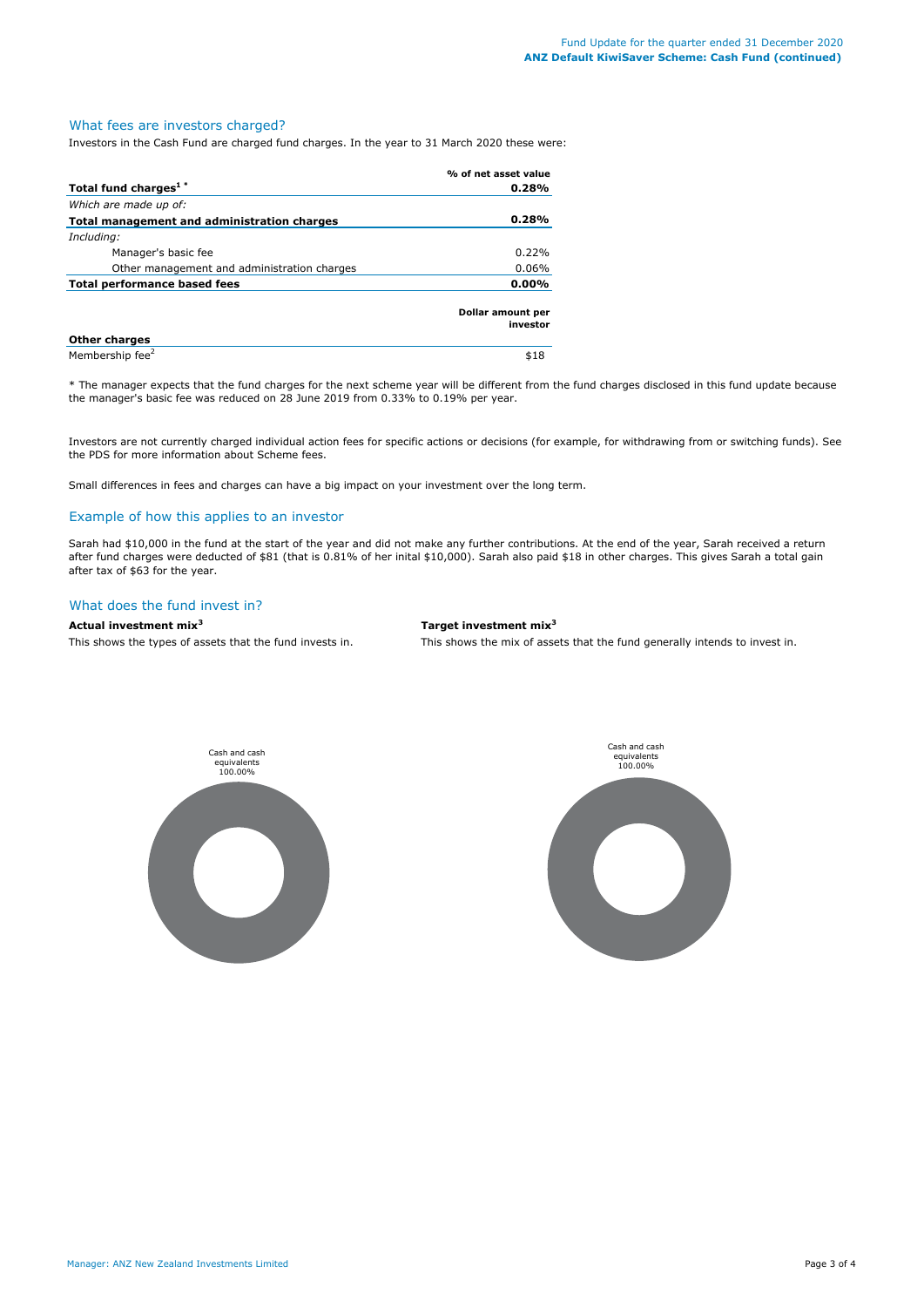## What fees are investors charged?

Investors in the Cash Fund are charged fund charges. In the year to 31 March 2020 these were:

| | % of net asset value |
|---|---|
| **Total fund charges[1] *** | **0.28%** |
| *Which are made up of:* | |
| **Total management and administration charges** | **0.28%** |
| *Including:* | |
| Manager's basic fee | 0.22% |
| Other management and administration charges | 0.06% |
| **Total performance based fees** | **0.00%** |

| | Dollar amount per investor |
|---|---|
| **Other charges** | |
| Membership fee[2] | $18 |

* The manager expects that the fund charges for the next scheme year will be different from the fund charges disclosed in this fund update because the manager's basic fee was reduced on 28 June 2019 from 0.33% to 0.19% per year.

Investors are not currently charged individual action fees for specific actions or decisions (for example, for withdrawing from or switching funds). See the PDS for more information about Scheme fees.

Small differences in fees and charges can have a big impact on your investment over the long term.

## Example of how this applies to an investor

Sarah had $10,000 in the fund at the start of the year and did not make any further contributions. At the end of the year, Sarah received a return after fund charges were deducted of $81 (that is 0.81% of her inital $10,000). Sarah also paid $18 in other charges. This gives Sarah a total gain after tax of $63 for the year.

## What does the fund invest in?

**Actual investment mix[3]**

This shows the types of assets that the fund invests in.

Cash and cash equivalents 100.00%

**Target investment mix[3]**

This shows the mix of assets that the fund generally intends to invest in.

Cash and cash equivalents 100.00%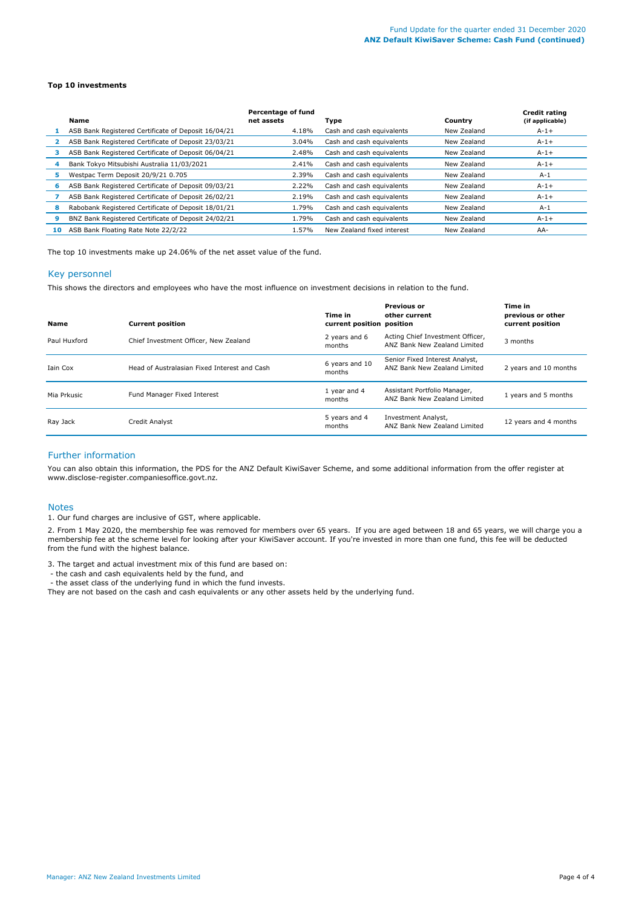### Top 10 investments

| | Name | Percentage of fund net assets | Type | Country | Credit rating (if applicable) |
|---|---|---|---|---|---|
| 1 | ASB Bank Registered Certificate of Deposit 16/04/21 | 4.18% | Cash and cash equivalents | New Zealand | A-1+ |
| 2 | ASB Bank Registered Certificate of Deposit 23/03/21 | 3.04% | Cash and cash equivalents | New Zealand | A-1+ |
| 3 | ASB Bank Registered Certificate of Deposit 06/04/21 | 2.48% | Cash and cash equivalents | New Zealand | A-1+ |
| 4 | Bank Tokyo Mitsubishi Australia 11/03/2021 | 2.41% | Cash and cash equivalents | New Zealand | A-1+ |
| 5 | Westpac Term Deposit 20/9/21 0.705 | 2.39% | Cash and cash equivalents | New Zealand | A-1 |
| 6 | ASB Bank Registered Certificate of Deposit 09/03/21 | 2.22% | Cash and cash equivalents | New Zealand | A-1+ |
| 7 | ASB Bank Registered Certificate of Deposit 26/02/21 | 2.19% | Cash and cash equivalents | New Zealand | A-1+ |
| 8 | Rabobank Registered Certificate of Deposit 18/01/21 | 1.79% | Cash and cash equivalents | New Zealand | A-1 |
| 9 | BNZ Bank Registered Certificate of Deposit 24/02/21 | 1.79% | Cash and cash equivalents | New Zealand | A-1+ |
| 10 | ASB Bank Floating Rate Note 22/2/22 | 1.57% | New Zealand fixed interest | New Zealand | AA- |

The top 10 investments make up 24.06% of the net asset value of the fund.

## Key personnel

This shows the directors and employees who have the most influence on investment decisions in relation to the fund.

| Name | Current position | Time in current position | Previous or other current position | Time in previous or other current position |
|---|---|---|---|---|
| Paul Huxford | Chief Investment Officer, New Zealand | 2 years and 6 months | Acting Chief Investment Officer, ANZ Bank New Zealand Limited | 3 months |
| Iain Cox | Head of Australasian Fixed Interest and Cash | 6 years and 10 months | Senior Fixed Interest Analyst, ANZ Bank New Zealand Limited | 2 years and 10 months |
| Mia Prkusic | Fund Manager Fixed Interest | 1 year and 4 months | Assistant Portfolio Manager, ANZ Bank New Zealand Limited | 1 years and 5 months |
| Ray Jack | Credit Analyst | 5 years and 4 months | Investment Analyst, ANZ Bank New Zealand Limited | 12 years and 4 months |

## Further information

You can also obtain this information, the PDS for the ANZ Default KiwiSaver Scheme, and some additional information from the offer register at www.disclose-register.companiesoffice.govt.nz.

## Notes

1. Our fund charges are inclusive of GST, where applicable.

2. From 1 May 2020, the membership fee was removed for members over 65 years. If you are aged between 18 and 65 years, we will charge you a membership fee at the scheme level for looking after your KiwiSaver account. If you're invested in more than one fund, this fee will be deducted from the fund with the highest balance.

3. The target and actual investment mix of this fund are based on:
- the cash and cash equivalents held by the fund, and
- the asset class of the underlying fund in which the fund invests.

They are not based on the cash and cash equivalents or any other assets held by the underlying fund.

Manager: ANZ New Zealand Investments Limited